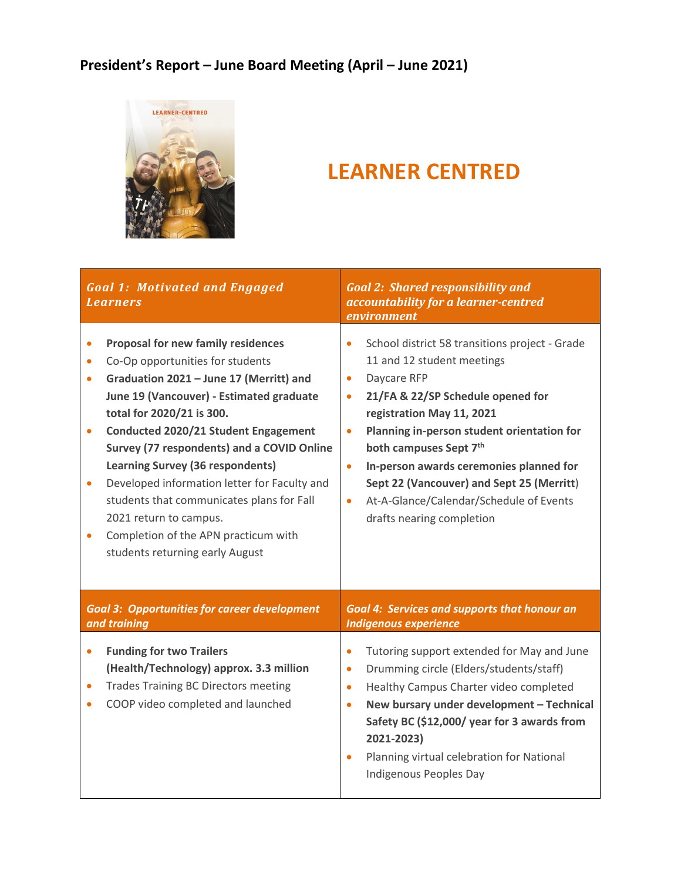# President's Report – June Board Meeting (April – June 2021)

## LEARNER CENTRED

| *Goal 1: Motivated and Engaged Learners* | *Goal 2: Shared responsibility and accountability for a learner-centred environment* |
|---|---|
| • **Proposal for new family residences**<br>• Co-Op opportunities for students<br>• **Graduation 2021 – June 17 (Merritt) and June 19 (Vancouver) - Estimated graduate total for 2020/21 is 300.**<br>• **Conducted 2020/21 Student Engagement Survey (77 respondents) and a COVID Online Learning Survey (36 respondents)**<br>• Developed information letter for Faculty and students that communicates plans for Fall 2021 return to campus.<br>• Completion of the APN practicum with students returning early August | • School district 58 transitions project - Grade 11 and 12 student meetings<br>• Daycare RFP<br>• **21/FA & 22/SP Schedule opened for registration May 11, 2021**<br>• **Planning in-person student orientation for both campuses Sept 7th**<br>• **In-person awards ceremonies planned for Sept 22 (Vancouver) and Sept 25 (Merritt)**<br>• At-A-Glance/Calendar/Schedule of Events drafts nearing completion |
| ***Goal 3: Opportunities for career development and training*** | ***Goal 4: Services and supports that honour an Indigenous experience*** |
| • **Funding for two Trailers (Health/Technology) approx. 3.3 million**<br>• Trades Training BC Directors meeting<br>• COOP video completed and launched | • Tutoring support extended for May and June<br>• Drumming circle (Elders/students/staff)<br>• Healthy Campus Charter video completed<br>• **New bursary under development – Technical Safety BC ($12,000/ year for 3 awards from 2021-2023)**<br>• Planning virtual celebration for National Indigenous Peoples Day |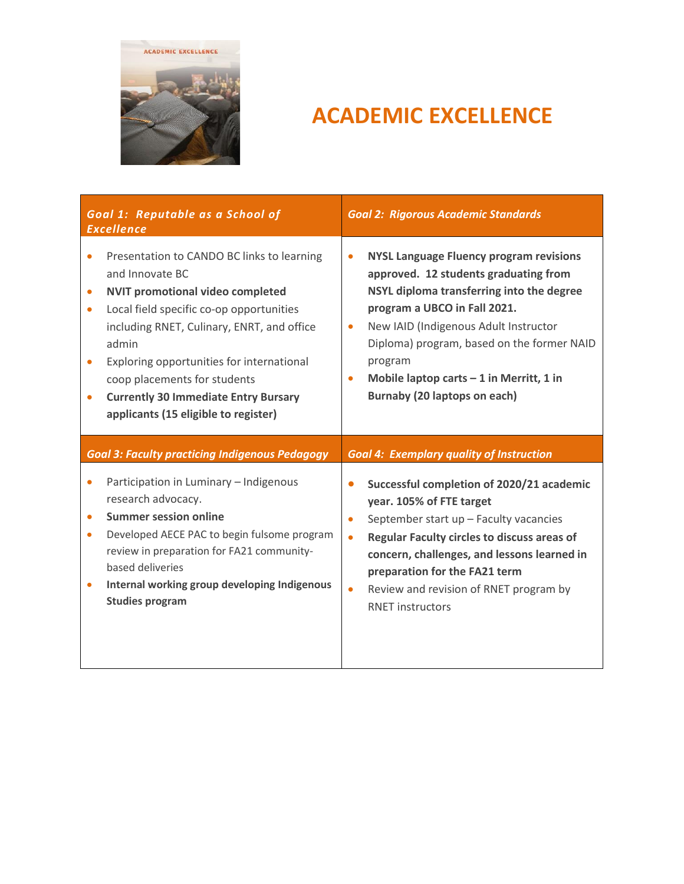# ACADEMIC EXCELLENCE

| *Goal 1: Reputable as a School of Excellence* | *Goal 2: Rigorous Academic Standards* |
| --- | --- |
| • Presentation to CANDO BC links to learning and Innovate BC<br>• **NVIT promotional video completed**<br>• Local field specific co-op opportunities including RNET, Culinary, ENRT, and office admin<br>• Exploring opportunities for international coop placements for students<br>• **Currently 30 Immediate Entry Bursary applicants (15 eligible to register)** | • **NYSL Language Fluency program revisions approved. 12 students graduating from NSYL diploma transferring into the degree program a UBCO in Fall 2021.**<br>• New IAID (Indigenous Adult Instructor Diploma) program, based on the former NAID program<br>• **Mobile laptop carts – 1 in Merritt, 1 in Burnaby (20 laptops on each)** |
| *Goal 3: Faculty practicing Indigenous Pedagogy* | *Goal 4: Exemplary quality of Instruction* |
| • Participation in Luminary – Indigenous research advocacy.<br>• **Summer session online**<br>• Developed AECE PAC to begin fulsome program review in preparation for FA21 community-based deliveries<br>• **Internal working group developing Indigenous Studies program** | • **Successful completion of 2020/21 academic year. 105% of FTE target**<br>• September start up – Faculty vacancies<br>• **Regular Faculty circles to discuss areas of concern, challenges, and lessons learned in preparation for the FA21 term**<br>• Review and revision of RNET program by RNET instructors |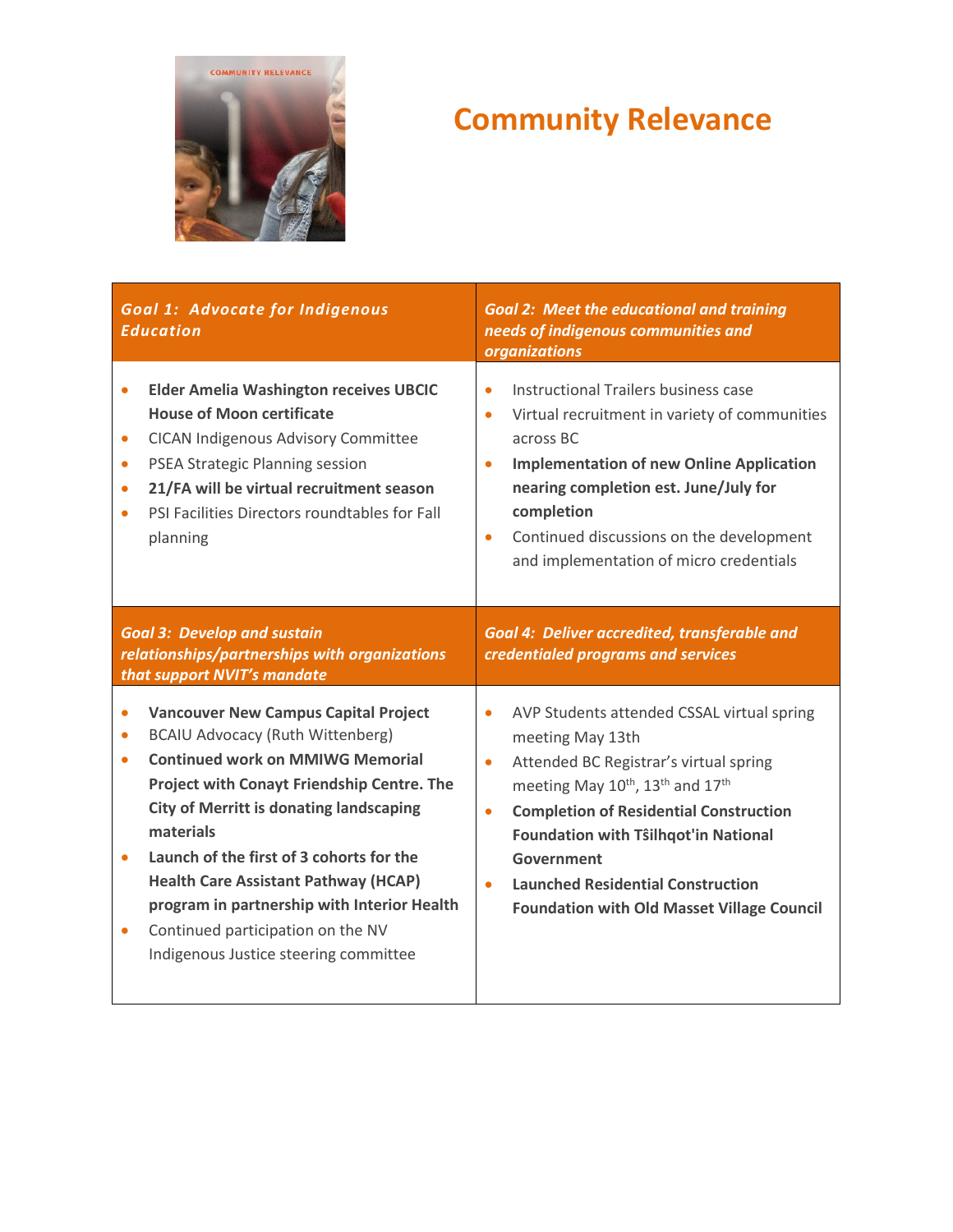# Community Relevance

| *Goal 1: Advocate for Indigenous Education* | *Goal 2: Meet the educational and training needs of indigenous communities and organizations* |
|---|---|
| • **Elder Amelia Washington receives UBCIC House of Moon certificate**<br>• CICAN Indigenous Advisory Committee<br>• PSEA Strategic Planning session<br>• **21/FA will be virtual recruitment season**<br>• PSI Facilities Directors roundtables for Fall planning | • Instructional Trailers business case<br>• Virtual recruitment in variety of communities across BC<br>• **Implementation of new Online Application nearing completion est. June/July for completion**<br>• Continued discussions on the development and implementation of micro credentials |
| ***Goal 3: Develop and sustain relationships/partnerships with organizations that support NVIT's mandate*** | ***Goal 4: Deliver accredited, transferable and credentialed programs and services*** |
| • **Vancouver New Campus Capital Project**<br>• BCAIU Advocacy (Ruth Wittenberg)<br>• **Continued work on MMIWG Memorial Project with Conayt Friendship Centre. The City of Merritt is donating landscaping materials**<br>• **Launch of the first of 3 cohorts for the Health Care Assistant Pathway (HCAP) program in partnership with Interior Health**<br>• Continued participation on the NV Indigenous Justice steering committee | • AVP Students attended CSSAL virtual spring meeting May 13th<br>• Attended BC Registrar's virtual spring meeting May 10th, 13th and 17th<br>• **Completion of Residential Construction Foundation with Tŝilhqot'in National Government**<br>• **Launched Residential Construction Foundation with Old Masset Village Council** |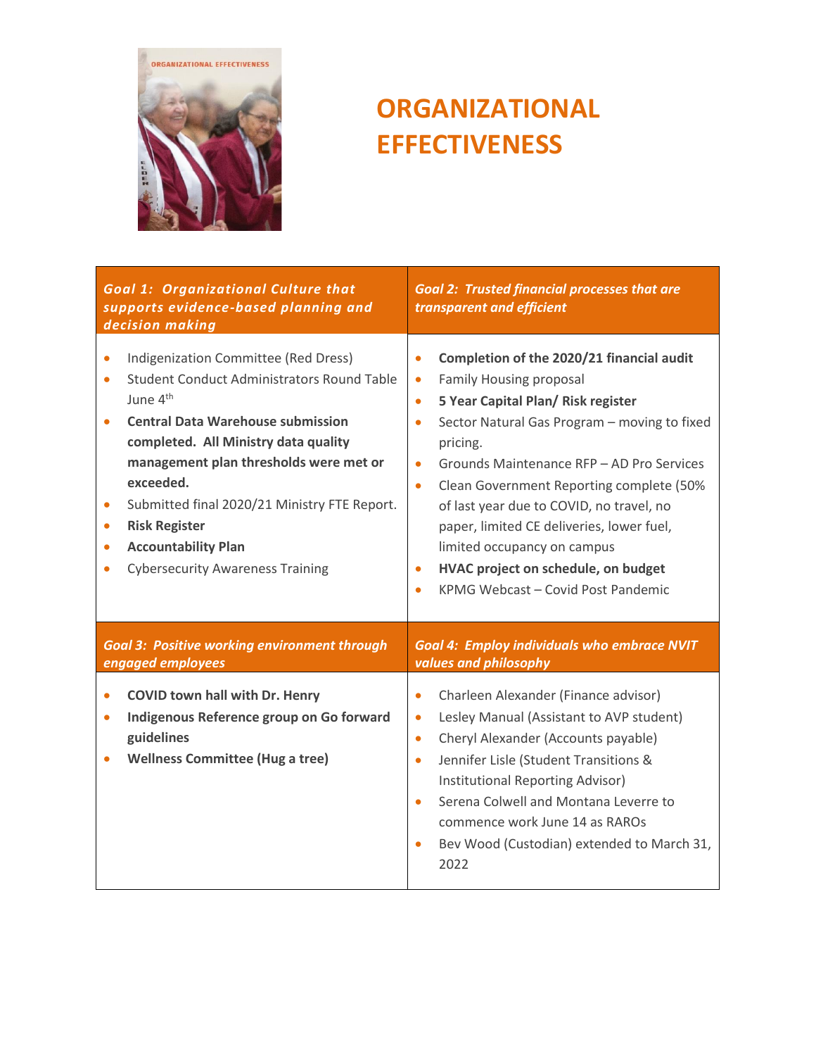# ORGANIZATIONAL EFFECTIVENESS

| *Goal 1: Organizational Culture that supports evidence-based planning and decision making* | *Goal 2: Trusted financial processes that are transparent and efficient* |
|---|---|
| • Indigenization Committee (Red Dress)<br>• Student Conduct Administrators Round Table June 4th<br>• **Central Data Warehouse submission completed. All Ministry data quality management plan thresholds were met or exceeded.**<br>• Submitted final 2020/21 Ministry FTE Report.<br>• **Risk Register**<br>• **Accountability Plan**<br>• Cybersecurity Awareness Training | • **Completion of the 2020/21 financial audit**<br>• Family Housing proposal<br>• **5 Year Capital Plan/ Risk register**<br>• Sector Natural Gas Program – moving to fixed pricing.<br>• Grounds Maintenance RFP – AD Pro Services<br>• Clean Government Reporting complete (50% of last year due to COVID, no travel, no paper, limited CE deliveries, lower fuel, limited occupancy on campus<br>• **HVAC project on schedule, on budget**<br>• KPMG Webcast – Covid Post Pandemic |
| ***Goal 3: Positive working environment through engaged employees*** | ***Goal 4: Employ individuals who embrace NVIT values and philosophy*** |
| • **COVID town hall with Dr. Henry**<br>• **Indigenous Reference group on Go forward guidelines**<br>• **Wellness Committee (Hug a tree)** | • Charleen Alexander (Finance advisor)<br>• Lesley Manual (Assistant to AVP student)<br>• Cheryl Alexander (Accounts payable)<br>• Jennifer Lisle (Student Transitions & Institutional Reporting Advisor)<br>• Serena Colwell and Montana Leverre to commence work June 14 as RAROs<br>• Bev Wood (Custodian) extended to March 31, 2022 |